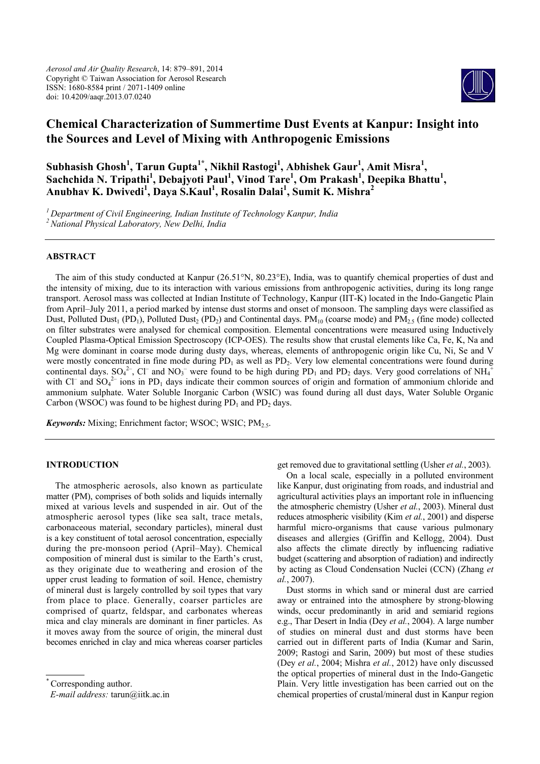*Aerosol and Air Quality Research*, 14: 879–891, 2014
Copyright © Taiwan Association for Aerosol Research
ISSN: 1680-8584 print / 2071-1409 online
doi: 10.4209/aaqr.2013.07.0240

# Chemical Characterization of Summertime Dust Events at Kanpur: Insight into the Sources and Level of Mixing with Anthropogenic Emissions

**Subhasish Ghosh[1], Tarun Gupta[1*], Nikhil Rastogi[1], Abhishek Gaur[1], Amit Misra[1], Sachchida N. Tripathi[1], Debajyoti Paul[1], Vinod Tare[1], Om Prakash[1], Deepika Bhattu[1], Anubhav K. Dwivedi[1], Daya S.Kaul[1], Rosalin Dalai[1], Sumit K. Mishra[2]**

*[1] Department of Civil Engineering, Indian Institute of Technology Kanpur, India*
*[2] National Physical Laboratory, New Delhi, India*

## ABSTRACT

The aim of this study conducted at Kanpur (26.51°N, 80.23°E), India, was to quantify chemical properties of dust and the intensity of mixing, due to its interaction with various emissions from anthropogenic activities, during its long range transport. Aerosol mass was collected at Indian Institute of Technology, Kanpur (IIT-K) located in the Indo-Gangetic Plain from April–July 2011, a period marked by intense dust storms and onset of monsoon. The sampling days were classified as Dust, Polluted Dust$_1$ (PD$_1$), Polluted Dust$_2$ (PD$_2$) and Continental days. PM$_{10}$ (coarse mode) and PM$_{2.5}$ (fine mode) collected on filter substrates were analysed for chemical composition. Elemental concentrations were measured using Inductively Coupled Plasma-Optical Emission Spectroscopy (ICP-OES). The results show that crustal elements like Ca, Fe, K, Na and Mg were dominant in coarse mode during dusty days, whereas, elements of anthropogenic origin like Cu, Ni, Se and V were mostly concentrated in fine mode during PD$_1$ as well as PD$_2$. Very low elemental concentrations were found during continental days. $SO_4^{2-}$, $Cl^-$ and $NO_3^-$ were found to be high during PD$_1$ and PD$_2$ days. Very good correlations of $NH_4^+$ with $Cl^-$ and $SO_4^{2-}$ ions in PD$_1$ days indicate their common sources of origin and formation of ammonium chloride and ammonium sulphate. Water Soluble Inorganic Carbon (WSIC) was found during all dust days, Water Soluble Organic Carbon (WSOC) was found to be highest during PD$_1$ and PD$_2$ days.

***Keywords:*** Mixing; Enrichment factor; WSOC; WSIC; PM$_{2.5}$.

## INTRODUCTION

The atmospheric aerosols, also known as particulate matter (PM), comprises of both solids and liquids internally mixed at various levels and suspended in air. Out of the atmospheric aerosol types (like sea salt, trace metals, carbonaceous material, secondary particles), mineral dust is a key constituent of total aerosol concentration, especially during the pre-monsoon period (April–May). Chemical composition of mineral dust is similar to the Earth's crust, as they originate due to weathering and erosion of the upper crust leading to formation of soil. Hence, chemistry of mineral dust is largely controlled by soil types that vary from place to place. Generally, coarser particles are comprised of quartz, feldspar, and carbonates whereas mica and clay minerals are dominant in finer particles. As it moves away from the source of origin, the mineral dust becomes enriched in clay and mica whereas coarser particles get removed due to gravitational settling (Usher *et al.*, 2003).

On a local scale, especially in a polluted environment like Kanpur, dust originating from roads, and industrial and agricultural activities plays an important role in influencing the atmospheric chemistry (Usher *et al.*, 2003). Mineral dust reduces atmospheric visibility (Kim *et al.*, 2001) and disperse harmful micro-organisms that cause various pulmonary diseases and allergies (Griffin and Kellogg, 2004). Dust also affects the climate directly by influencing radiative budget (scattering and absorption of radiation) and indirectly by acting as Cloud Condensation Nuclei (CCN) (Zhang *et al.*, 2007).

Dust storms in which sand or mineral dust are carried away or entrained into the atmosphere by strong-blowing winds, occur predominantly in arid and semiarid regions e.g., Thar Desert in India (Dey *et al.*, 2004). A large number of studies on mineral dust and dust storms have been carried out in different parts of India (Kumar and Sarin, 2009; Rastogi and Sarin, 2009) but most of these studies (Dey *et al.*, 2004; Mishra *et al.*, 2012) have only discussed the optical properties of mineral dust in the Indo-Gangetic Plain. Very little investigation has been carried out on the chemical properties of crustal/mineral dust in Kanpur region

---

* Corresponding author.
*E-mail address:* tarun@iitk.ac.in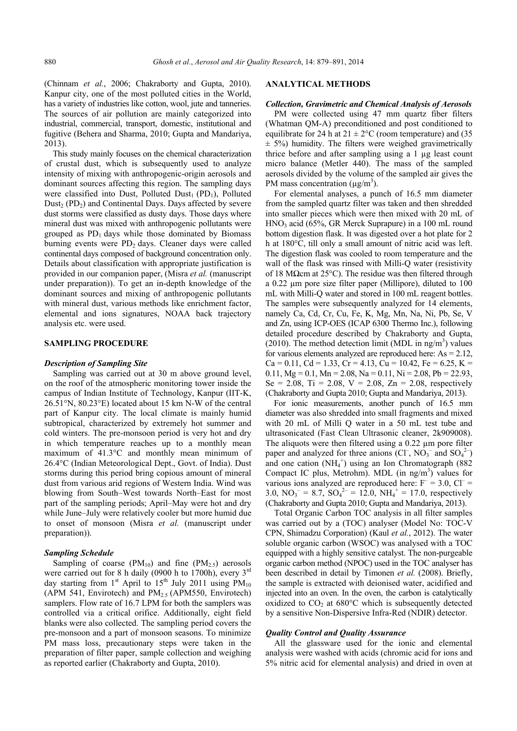(Chinnam *et al.*, 2006; Chakraborty and Gupta, 2010). Kanpur city, one of the most polluted cities in the World, has a variety of industries like cotton, wool, jute and tanneries. The sources of air pollution are mainly categorized into industrial, commercial, transport, domestic, institutional and fugitive (Behera and Sharma, 2010; Gupta and Mandariya, 2013).

This study mainly focuses on the chemical characterization of crustal dust, which is subsequently used to analyze intensity of mixing with anthropogenic-origin aerosols and dominant sources affecting this region. The sampling days were classified into Dust, Polluted $Dust_1$ ($PD_1$), Polluted $Dust_2$ ($PD_2$) and Continental Days. Days affected by severe dust storms were classified as dusty days. Those days where mineral dust was mixed with anthropogenic pollutants were grouped as $PD_1$ days while those dominated by Biomass burning events were $PD_2$ days. Cleaner days were called continental days composed of background concentration only. Details about classification with appropriate justification is provided in our companion paper, (Misra *et al.* (manuscript under preparation)). To get an in-depth knowledge of the dominant sources and mixing of anthropogenic pollutants with mineral dust, various methods like enrichment factor, elemental and ions signatures, NOAA back trajectory analysis etc. were used.

## SAMPLING PROCEDURE

### *Description of Sampling Site*

Sampling was carried out at 30 m above ground level, on the roof of the atmospheric monitoring tower inside the campus of Indian Institute of Technology, Kanpur (IIT-K, 26.51°N, 80.23°E) located about 15 km N-W of the central part of Kanpur city. The local climate is mainly humid subtropical, characterized by extremely hot summer and cold winters. The pre-monsoon period is very hot and dry in which temperature reaches up to a monthly mean maximum of 41.3°C and monthly mean minimum of 26.4°C (Indian Meteorological Dept., Govt. of India). Dust storms during this period bring copious amount of mineral dust from various arid regions of Western India. Wind was blowing from South–West towards North–East for most part of the sampling periods; April–May were hot and dry while June–July were relatively cooler but more humid due to onset of monsoon (Misra *et al.* (manuscript under preparation)).

### *Sampling Schedule*

Sampling of coarse ($PM_{10}$) and fine ($PM_{2.5}$) aerosols were carried out for 8 h daily (0900 h to 1700h), every 3rd day starting from 1st April to 15th July 2011 using $PM_{10}$ (APM 541, Envirotech) and $PM_{2.5}$ (APM550, Envirotech) samplers. Flow rate of 16.7 LPM for both the samplers was controlled via a critical orifice. Additionally, eight field blanks were also collected. The sampling period covers the pre-monsoon and a part of monsoon seasons. To minimize PM mass loss, precautionary steps were taken in the preparation of filter paper, sample collection and weighing as reported earlier (Chakraborty and Gupta, 2010).

## ANALYTICAL METHODS

### *Collection, Gravimetric and Chemical Analysis of Aerosols*

PM were collected using 47 mm quartz fiber filters (Whatman QM-A) preconditioned and post conditioned to equilibrate for 24 h at 21 ± 2°C (room temperature) and (35 ± 5%) humidity. The filters were weighed gravimetrically thrice before and after sampling using a 1 µg least count micro balance (Metler 440). The mass of the sampled aerosols divided by the volume of the sampled air gives the PM mass concentration (µg/m$^3$).

For elemental analyses, a punch of 16.5 mm diameter from the sampled quartz filter was taken and then shredded into smaller pieces which were then mixed with 20 mL of $HNO_3$ acid (65%, GR Merck Suprapure) in a 100 mL round bottom digestion flask. It was digested over a hot plate for 2 h at 180°C, till only a small amount of nitric acid was left. The digestion flask was cooled to room temperature and the wall of the flask was rinsed with Milli-Q water (resistivity of 18 MΩcm at 25°C). The residue was then filtered through a 0.22 µm pore size filter paper (Millipore), diluted to 100 mL with Milli-Q water and stored in 100 mL reagent bottles. The samples were subsequently analyzed for 14 elements, namely Ca, Cd, Cr, Cu, Fe, K, Mg, Mn, Na, Ni, Pb, Se, V and Zn, using ICP-OES (ICAP 6300 Thermo Inc.), following detailed procedure described by Chakraborty and Gupta, (2010). The method detection limit (MDL in ng/m$^3$) values for various elements analyzed are reproduced here: As = 2.12, Ca = 0.11, Cd = 1.33, Cr = 4.13, Cu = 10.42, Fe = 6.25, K = 0.11, Mg = 0.1, Mn = 2.08, Na = 0.11, Ni = 2.08, Pb = 22.93, Se = 2.08, Ti = 2.08, V = 2.08, Zn = 2.08, respectively (Chakraborty and Gupta 2010; Gupta and Mandariya, 2013).

For ionic measurements, another punch of 16.5 mm diameter was also shredded into small fragments and mixed with 20 mL of Milli Q water in a 50 mL test tube and ultrasonicated (Fast Clean Ultrasonic cleaner, 2k909008). The aliquots were then filtered using a 0.22 µm pore filter paper and analyzed for three anions ($Cl^-$, $NO_3^-$ and $SO_4^{2-}$) and one cation ($NH_4^+$) using an Ion Chromatograph (882 Compact IC plus, Metrohm). MDL (in ng/m$^3$) values for various ions analyzed are reproduced here: $F^-$ = 3.0, $Cl^-$ = 3.0, $NO_3^-$ = 8.7, $SO_4^{2-}$ = 12.0, $NH_4^+$ = 17.0, respectively (Chakraborty and Gupta 2010; Gupta and Mandariya, 2013).

Total Organic Carbon TOC analysis in all filter samples was carried out by a (TOC) analyser (Model No: TOC-V CPN, Shimadzu Corporation) (Kaul *et al.*, 2012). The water soluble organic carbon (WSOC) was analysed with a TOC equipped with a highly sensitive catalyst. The non-purgeable organic carbon method (NPOC) used in the TOC analyser has been described in detail by Timonen *et al.* (2008). Briefly, the sample is extracted with deionised water, acidified and injected into an oven. In the oven, the carbon is catalytically oxidized to $CO_2$ at 680°C which is subsequently detected by a sensitive Non-Dispersive Infra-Red (NDIR) detector.

### *Quality Control and Quality Assurance*

All the glassware used for the ionic and elemental analysis were washed with acids (chromic acid for ions and 5% nitric acid for elemental analysis) and dried in oven at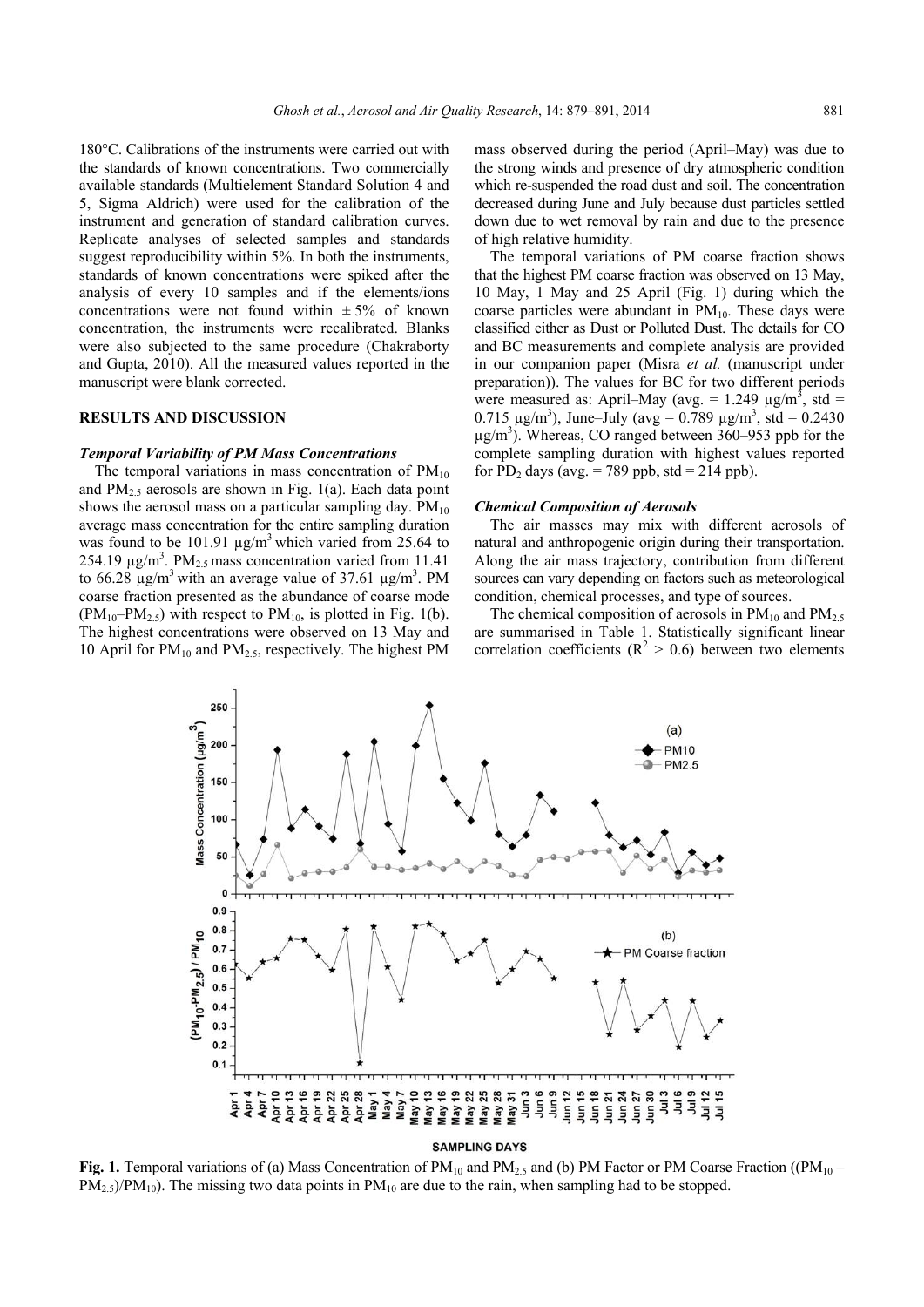180°C. Calibrations of the instruments were carried out with the standards of known concentrations. Two commercially available standards (Multielement Standard Solution 4 and 5, Sigma Aldrich) were used for the calibration of the instrument and generation of standard calibration curves. Replicate analyses of selected samples and standards suggest reproducibility within 5%. In both the instruments, standards of known concentrations were spiked after the analysis of every 10 samples and if the elements/ions concentrations were not found within ± 5% of known concentration, the instruments were recalibrated. Blanks were also subjected to the same procedure (Chakraborty and Gupta, 2010). All the measured values reported in the manuscript were blank corrected.

## RESULTS AND DISCUSSION

### *Temporal Variability of PM Mass Concentrations*

The temporal variations in mass concentration of $PM_{10}$ and $PM_{2.5}$ aerosols are shown in Fig. 1(a). Each data point shows the aerosol mass on a particular sampling day. $PM_{10}$ average mass concentration for the entire sampling duration was found to be 101.91 µg/m$^3$ which varied from 25.64 to 254.19 µg/m$^3$. $PM_{2.5}$ mass concentration varied from 11.41 to 66.28 µg/m$^3$ with an average value of 37.61 µg/m$^3$. PM coarse fraction presented as the abundance of coarse mode ($PM_{10}$–$PM_{2.5}$) with respect to $PM_{10}$, is plotted in Fig. 1(b). The highest concentrations were observed on 13 May and 10 April for $PM_{10}$ and $PM_{2.5}$, respectively. The highest PM mass observed during the period (April–May) was due to the strong winds and presence of dry atmospheric condition which re-suspended the road dust and soil. The concentration decreased during June and July because dust particles settled down due to wet removal by rain and due to the presence of high relative humidity.

The temporal variations of PM coarse fraction shows that the highest PM coarse fraction was observed on 13 May, 10 May, 1 May and 25 April (Fig. 1) during which the coarse particles were abundant in $PM_{10}$. These days were classified either as Dust or Polluted Dust. The details for CO and BC measurements and complete analysis are provided in our companion paper (Misra *et al.* (manuscript under preparation)). The values for BC for two different periods were measured as: April–May (avg. = 1.249 µg/m$^3$, std = 0.715 µg/m$^3$), June–July (avg = 0.789 µg/m$^3$, std = 0.2430 µg/m$^3$). Whereas, CO ranged between 360–953 ppb for the complete sampling duration with highest values reported for $PD_2$ days (avg. = 789 ppb, std = 214 ppb).

### *Chemical Composition of Aerosols*

The air masses may mix with different aerosols of natural and anthropogenic origin during their transportation. Along the air mass trajectory, contribution from different sources can vary depending on factors such as meteorological condition, chemical processes, and type of sources.

The chemical composition of aerosols in $PM_{10}$ and $PM_{2.5}$ are summarised in Table 1. Statistically significant linear correlation coefficients ($R^2$ > 0.6) between two elements

(a)
Mass Concentration (µg/m$^3$)
PM10
PM2.5

(b)
$(PM_{10}-PM_{2.5})/PM_{10}$
PM Coarse fraction

Apr 1, Apr 4, Apr 7, Apr 10, Apr 13, Apr 16, Apr 19, Apr 22, Apr 25, Apr 28, May 1, May 4, May 7, May 10, May 13, May 16, May 19, May 22, May 25, May 28, May 31, Jun 3, Jun 6, Jun 9, Jun 12, Jun 15, Jun 18, Jun 21, Jun 24, Jun 27, Jun 30, Jul 3, Jul 6, Jul 9, Jul 15

SAMPLING DAYS

**Fig. 1.** Temporal variations of (a) Mass Concentration of $PM_{10}$ and $PM_{2.5}$ and (b) PM Factor or PM Coarse Fraction (($PM_{10}$ – $PM_{2.5}$)/$PM_{10}$). The missing two data points in $PM_{10}$ are due to the rain, when sampling had to be stopped.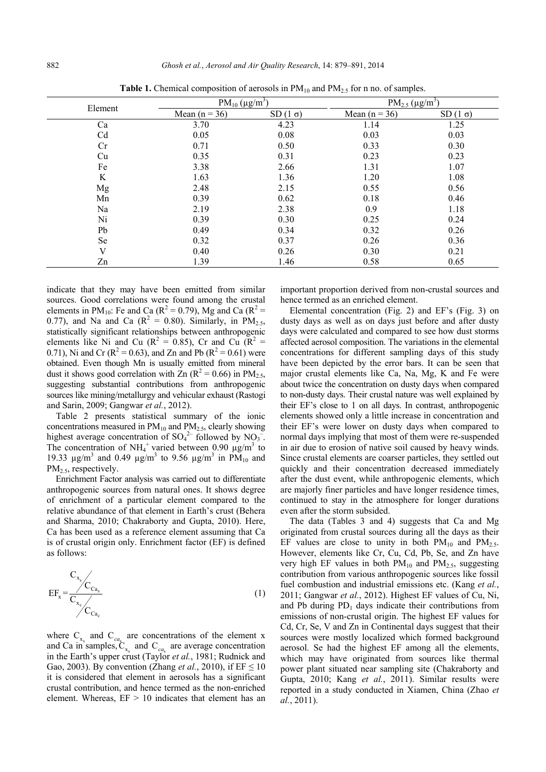**Table 1.** Chemical composition of aerosols in $PM_{10}$ and $PM_{2.5}$ for n no. of samples.

| Element | $PM_{10}$ ($\mu g/m^3$) | | $PM_{2.5}$ ($\mu g/m^3$) | |
|---|---|---|---|---|
| | Mean (n = 36) | SD (1 σ) | Mean (n = 36) | SD (1 σ) |
| Ca | 3.70 | 4.23 | 1.14 | 1.25 |
| Cd | 0.05 | 0.08 | 0.03 | 0.03 |
| Cr | 0.71 | 0.50 | 0.33 | 0.30 |
| Cu | 0.35 | 0.31 | 0.23 | 0.23 |
| Fe | 3.38 | 2.66 | 1.31 | 1.07 |
| K | 1.63 | 1.36 | 1.20 | 1.08 |
| Mg | 2.48 | 2.15 | 0.55 | 0.56 |
| Mn | 0.39 | 0.62 | 0.18 | 0.46 |
| Na | 2.19 | 2.38 | 0.9 | 1.18 |
| Ni | 0.39 | 0.30 | 0.25 | 0.24 |
| Pb | 0.49 | 0.34 | 0.32 | 0.26 |
| Se | 0.32 | 0.37 | 0.26 | 0.36 |
| V | 0.40 | 0.26 | 0.30 | 0.21 |
| Zn | 1.39 | 1.46 | 0.58 | 0.65 |

indicate that they may have been emitted from similar sources. Good correlations were found among the crustal elements in $PM_{10}$: Fe and Ca ($R^2 = 0.79$), Mg and Ca ($R^2 = 0.77$), and Na and Ca ($R^2 = 0.80$). Similarly, in $PM_{2.5}$, statistically significant relationships between anthropogenic elements like Ni and Cu ($R^2 = 0.85$), Cr and Cu ($R^2 = 0.71$), Ni and Cr ($R^2 = 0.63$), and Zn and Pb ($R^2 = 0.61$) were obtained. Even though Mn is usually emitted from mineral dust it shows good correlation with Zn ($R^2 = 0.66$) in $PM_{2.5}$, suggesting substantial contributions from anthropogenic sources like mining/metallurgy and vehicular exhaust (Rastogi and Sarin, 2009; Gangwar *et al.*, 2012).

Table 2 presents statistical summary of the ionic concentrations measured in $PM_{10}$ and $PM_{2.5}$, clearly showing highest average concentration of $SO_4^{2-}$ followed by $NO_3^-$. The concentration of $NH_4^+$ varied between 0.90 $\mu g/m^3$ to 19.33 $\mu g/m^3$ and 0.49 $\mu g/m^3$ to 9.56 $\mu g/m^3$ in $PM_{10}$ and $PM_{2.5}$, respectively.

Enrichment Factor analysis was carried out to differentiate anthropogenic sources from natural ones. It shows degree of enrichment of a particular element compared to the relative abundance of that element in Earth's crust (Behera and Sharma, 2010; Chakraborty and Gupta, 2010). Here, Ca has been used as a reference element assuming that Ca is of crustal origin only. Enrichment factor (EF) is defined as follows:

$$EF_x = \frac{C_{x_s} / C_{Ca_s}}{C_{x_c} / C_{Ca_c}} \tag{1}$$

where $C_{x_s}$ and $C_{ca_s}$ are concentrations of the element x and Ca in samples, $C_{x_s}$ and $C_{ca_s}$ are average concentration in the Earth's upper crust (Taylor *et al.*, 1981; Rudnick and Gao, 2003). By convention (Zhang *et al.*, 2010), if EF ≤ 10 it is considered that element in aerosols has a significant crustal contribution, and hence termed as the non-enriched element. Whereas, EF > 10 indicates that element has an important proportion derived from non-crustal sources and hence termed as an enriched element.

Elemental concentration (Fig. 2) and EF's (Fig. 3) on dusty days as well as on days just before and after dusty days were calculated and compared to see how dust storms affected aerosol composition. The variations in the elemental concentrations for different sampling days of this study have been depicted by the error bars. It can be seen that major crustal elements like Ca, Na, Mg, K and Fe were about twice the concentration on dusty days when compared to non-dusty days. Their crustal nature was well explained by their EF's close to 1 on all days. In contrast, anthropogenic elements showed only a little increase in concentration and their EF's were lower on dusty days when compared to normal days implying that most of them were re-suspended in air due to erosion of native soil caused by heavy winds. Since crustal elements are coarser particles, they settled out quickly and their concentration decreased immediately after the dust event, while anthropogenic elements, which are majorly finer particles and have longer residence times, continued to stay in the atmosphere for longer durations even after the storm subsided.

The data (Tables 3 and 4) suggests that Ca and Mg originated from crustal sources during all the days as their EF values are close to unity in both $PM_{10}$ and $PM_{2.5}$. However, elements like Cr, Cu, Cd, Pb, Se, and Zn have very high EF values in both $PM_{10}$ and $PM_{2.5}$, suggesting contribution from various anthropogenic sources like fossil fuel combustion and industrial emissions etc. (Kang *et al.*, 2011; Gangwar *et al.*, 2012). Highest EF values of Cu, Ni, and Pb during $PD_1$ days indicate their contributions from emissions of non-crustal origin. The highest EF values for Cd, Cr, Se, V and Zn in Continental days suggest that their sources were mostly localized which formed background aerosol. Se had the highest EF among all the elements, which may have originated from sources like thermal power plant situated near sampling site (Chakraborty and Gupta, 2010; Kang *et al.*, 2011). Similar results were reported in a study conducted in Xiamen, China (Zhao *et al.*, 2011).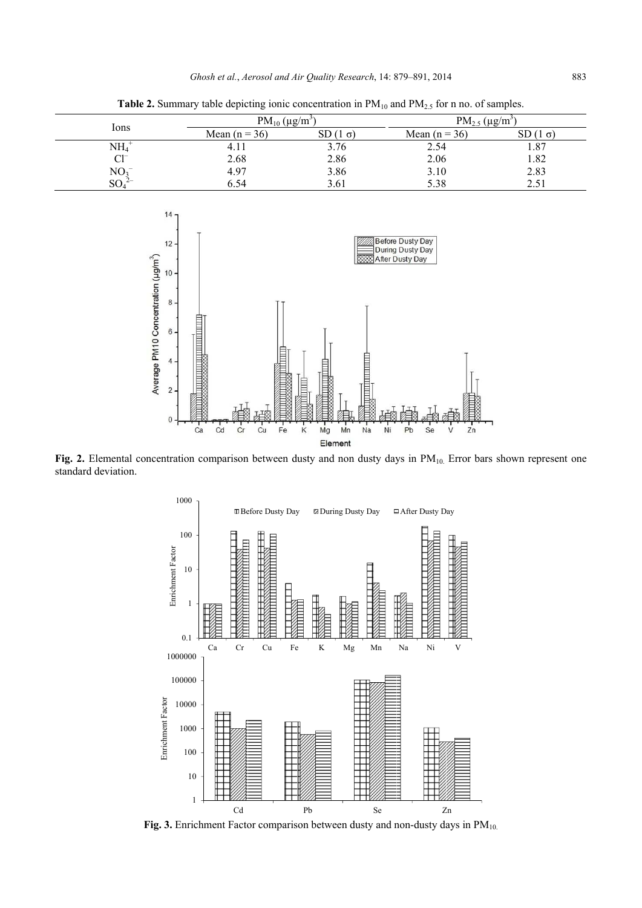**Table 2.** Summary table depicting ionic concentration in $PM_{10}$ and $PM_{2.5}$ for n no. of samples.

| Ions | $PM_{10}$ ($\mu g/m^3$) | | $PM_{2.5}$ ($\mu g/m^3$) | |
|---|---|---|---|---|
| | Mean (n = 36) | SD (1 σ) | Mean (n = 36) | SD (1 σ) |
| $NH_4^+$ | 4.11 | 3.76 | 2.54 | 1.87 |
| $Cl^-$ | 2.68 | 2.86 | 2.06 | 1.82 |
| $NO_3^-$ | 4.97 | 3.86 | 3.10 | 2.83 |
| $SO_4^{2-}$ | 6.54 | 3.61 | 5.38 | 2.51 |

Average PM10 Concentration ($\mu g/m^3$)

0
2
4
6
8
10
12
14

Before Dusty Day
During Dusty Day
After Dusty Day

Ca Cd Cr Cu Fe K Mg Mn Na Ni Pb Se V Zn

Element

**Fig. 2.** Elemental concentration comparison between dusty and non dusty days in $PM_{10}$. Error bars shown represent one standard deviation.

Enrichment Factor

0.1
1
10
100
1000

Before Dusty Day
During Dusty Day
After Dusty Day

Ca Cr Cu Fe K Mg Mn Na Ni V

Enrichment Factor

1
10
100
1000
10000
100000
1000000

Cd Pb Se Zn

**Fig. 3.** Enrichment Factor comparison between dusty and non-dusty days in $PM_{10}$.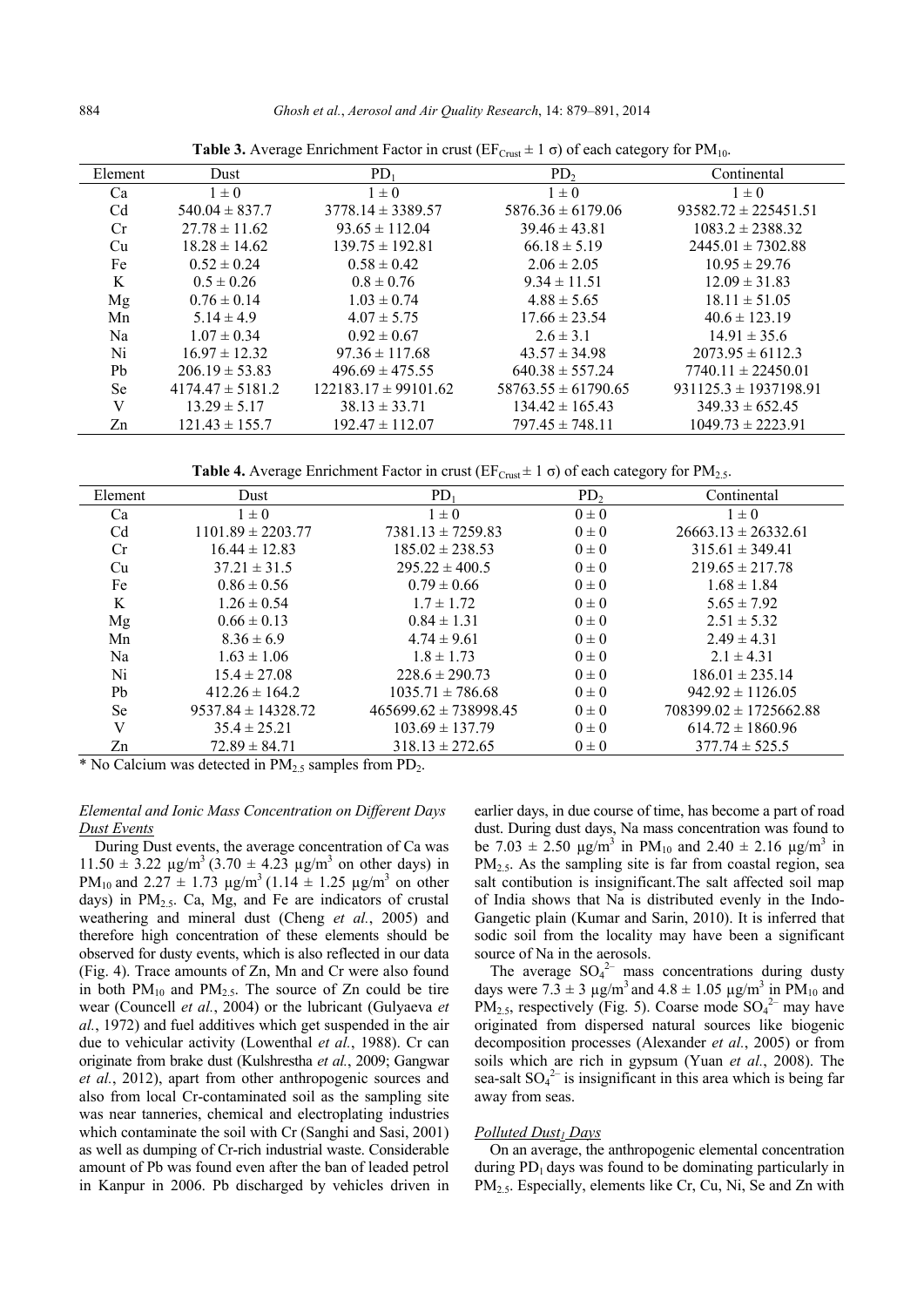**Table 3.** Average Enrichment Factor in crust ($EF_{Crust} \pm 1\ \sigma$) of each category for $PM_{10}$.

| Element | Dust | $PD_1$ | $PD_2$ | Continental |
|---|---|---|---|---|
| Ca | 1 ± 0 | 1 ± 0 | 1 ± 0 | 1 ± 0 |
| Cd | 540.04 ± 837.7 | 3778.14 ± 3389.57 | 5876.36 ± 6179.06 | 93582.72 ± 225451.51 |
| Cr | 27.78 ± 11.62 | 93.65 ± 112.04 | 39.46 ± 43.81 | 1083.2 ± 2388.32 |
| Cu | 18.28 ± 14.62 | 139.75 ± 192.81 | 66.18 ± 5.19 | 2445.01 ± 7302.88 |
| Fe | 0.52 ± 0.24 | 0.58 ± 0.42 | 2.06 ± 2.05 | 10.95 ± 29.76 |
| K | 0.5 ± 0.26 | 0.8 ± 0.76 | 9.34 ± 11.51 | 12.09 ± 31.83 |
| Mg | 0.76 ± 0.14 | 1.03 ± 0.74 | 4.88 ± 5.65 | 18.11 ± 51.05 |
| Mn | 5.14 ± 4.9 | 4.07 ± 5.75 | 17.66 ± 23.54 | 40.6 ± 123.19 |
| Na | 1.07 ± 0.34 | 0.92 ± 0.67 | 2.6 ± 3.1 | 14.91 ± 35.6 |
| Ni | 16.97 ± 12.32 | 97.36 ± 117.68 | 43.57 ± 34.98 | 2073.95 ± 6112.3 |
| Pb | 206.19 ± 53.83 | 496.69 ± 475.55 | 640.38 ± 557.24 | 7740.11 ± 22450.01 |
| Se | 4174.47 ± 5181.2 | 122183.17 ± 99101.62 | 58763.55 ± 61790.65 | 931125.3 ± 1937198.91 |
| V | 13.29 ± 5.17 | 38.13 ± 33.71 | 134.42 ± 165.43 | 349.33 ± 652.45 |
| Zn | 121.43 ± 155.7 | 192.47 ± 112.07 | 797.45 ± 748.11 | 1049.73 ± 2223.91 |

**Table 4.** Average Enrichment Factor in crust ($EF_{Crust} \pm 1\ \sigma$) of each category for $PM_{2.5}$.

| Element | Dust | $PD_1$ | $PD_2$ | Continental |
|---|---|---|---|---|
| Ca | 1 ± 0 | 1 ± 0 | 0 ± 0 | 1 ± 0 |
| Cd | 1101.89 ± 2203.77 | 7381.13 ± 7259.83 | 0 ± 0 | 26663.13 ± 26332.61 |
| Cr | 16.44 ± 12.83 | 185.02 ± 238.53 | 0 ± 0 | 315.61 ± 349.41 |
| Cu | 37.21 ± 31.5 | 295.22 ± 400.5 | 0 ± 0 | 219.65 ± 217.78 |
| Fe | 0.86 ± 0.56 | 0.79 ± 0.66 | 0 ± 0 | 1.68 ± 1.84 |
| K | 1.26 ± 0.54 | 1.7 ± 1.72 | 0 ± 0 | 5.65 ± 7.92 |
| Mg | 0.66 ± 0.13 | 0.84 ± 1.31 | 0 ± 0 | 2.51 ± 5.32 |
| Mn | 8.36 ± 6.9 | 4.74 ± 9.61 | 0 ± 0 | 2.49 ± 4.31 |
| Na | 1.63 ± 1.06 | 1.8 ± 1.73 | 0 ± 0 | 2.1 ± 4.31 |
| Ni | 15.4 ± 27.08 | 228.6 ± 290.73 | 0 ± 0 | 186.01 ± 235.14 |
| Pb | 412.26 ± 164.2 | 1035.71 ± 786.68 | 0 ± 0 | 942.92 ± 1126.05 |
| Se | 9537.84 ± 14328.72 | 465699.62 ± 738998.45 | 0 ± 0 | 708399.02 ± 1725662.88 |
| V | 35.4 ± 25.21 | 103.69 ± 137.79 | 0 ± 0 | 614.72 ± 1860.96 |
| Zn | 72.89 ± 84.71 | 318.13 ± 272.65 | 0 ± 0 | 377.74 ± 525.5 |

* No Calcium was detected in $PM_{2.5}$ samples from $PD_2$.

### *Elemental and Ionic Mass Concentration on Different Days Dust Events*

During Dust events, the average concentration of Ca was $11.50 \pm 3.22$ µg/m$^3$ ($3.70 \pm 4.23$ µg/m$^3$ on other days) in $PM_{10}$ and $2.27 \pm 1.73$ µg/m$^3$ ($1.14 \pm 1.25$ µg/m$^3$ on other days) in $PM_{2.5}$. Ca, Mg, and Fe are indicators of crustal weathering and mineral dust (Cheng *et al.*, 2005) and therefore high concentration of these elements should be observed for dusty events, which is also reflected in our data (Fig. 4). Trace amounts of Zn, Mn and Cr were also found in both $PM_{10}$ and $PM_{2.5}$. The source of Zn could be tire wear (Councell *et al.*, 2004) or the lubricant (Gulyaeva *et al.*, 1972) and fuel additives which get suspended in the air due to vehicular activity (Lowenthal *et al.*, 1988). Cr can originate from brake dust (Kulshrestha *et al.*, 2009; Gangwar *et al.*, 2012), apart from other anthropogenic sources and also from local Cr-contaminated soil as the sampling site was near tanneries, chemical and electroplating industries which contaminate the soil with Cr (Sanghi and Sasi, 2001) as well as dumping of Cr-rich industrial waste. Considerable amount of Pb was found even after the ban of leaded petrol in Kanpur in 2006. Pb discharged by vehicles driven in earlier days, in due course of time, has become a part of road dust. During dust days, Na mass concentration was found to be $7.03 \pm 2.50$ µg/m$^3$ in $PM_{10}$ and $2.40 \pm 2.16$ µg/m$^3$ in $PM_{2.5}$. As the sampling site is far from coastal region, sea salt contibution is insignificant.The salt affected soil map of India shows that Na is distributed evenly in the Indo-Gangetic plain (Kumar and Sarin, 2010). It is inferred that sodic soil from the locality may have been a significant source of Na in the aerosols.

The average $SO_4^{2-}$ mass concentrations during dusty days were $7.3 \pm 3$ µg/m$^3$ and $4.8 \pm 1.05$ µg/m$^3$ in $PM_{10}$ and $PM_{2.5}$, respectively (Fig. 5). Coarse mode $SO_4^{2-}$ may have originated from dispersed natural sources like biogenic decomposition processes (Alexander *et al.*, 2005) or from soils which are rich in gypsum (Yuan *et al.*, 2008). The sea-salt $SO_4^{2-}$ is insignificant in this area which is being far away from seas.

### *Polluted $Dust_1$ Days*

On an average, the anthropogenic elemental concentration during $PD_1$ days was found to be dominating particularly in $PM_{2.5}$. Especially, elements like Cr, Cu, Ni, Se and Zn with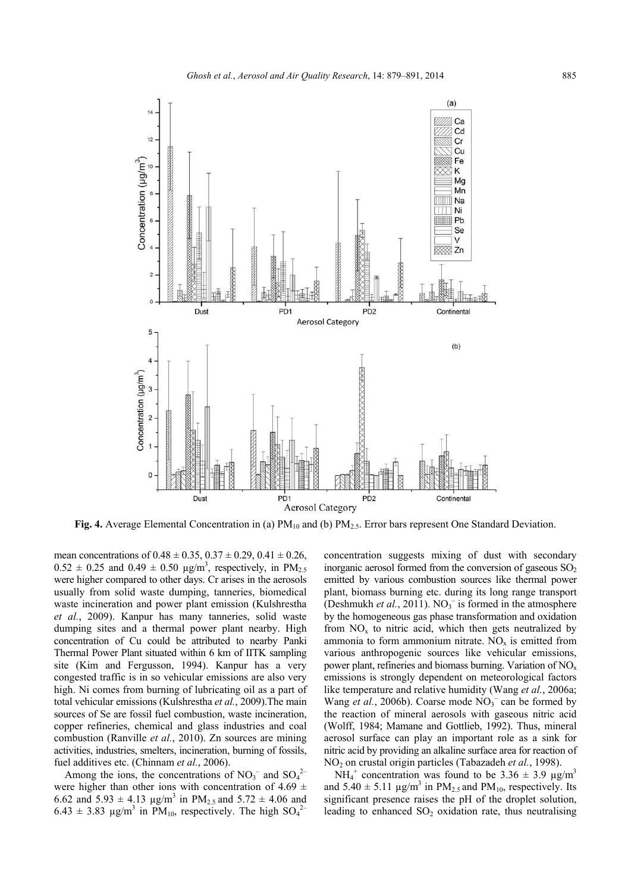**Fig. 4.** Average Elemental Concentration in (a) $PM_{10}$ and (b) $PM_{2.5}$. Error bars represent One Standard Deviation.

mean concentrations of $0.48 \pm 0.35$, $0.37 \pm 0.29$, $0.41 \pm 0.26$, $0.52 \pm 0.25$ and $0.49 \pm 0.50$ µg/m$^3$, respectively, in $PM_{2.5}$ were higher compared to other days. Cr arises in the aerosols usually from solid waste dumping, tanneries, biomedical waste incineration and power plant emission (Kulshrestha *et al.*, 2009). Kanpur has many tanneries, solid waste dumping sites and a thermal power plant nearby. High concentration of Cu could be attributed to nearby Panki Thermal Power Plant situated within 6 km of IITK sampling site (Kim and Fergusson, 1994). Kanpur has a very congested traffic is in so vehicular emissions are also very high. Ni comes from burning of lubricating oil as a part of total vehicular emissions (Kulshrestha *et al.*, 2009).The main sources of Se are fossil fuel combustion, waste incineration, copper refineries, chemical and glass industries and coal combustion (Ranville *et al.*, 2010). Zn sources are mining activities, industries, smelters, incineration, burning of fossils, fuel additives etc. (Chinnam *et al.*, 2006).

Among the ions, the concentrations of $NO_3^-$ and $SO_4^{2-}$ were higher than other ions with concentration of $4.69 \pm 6.62$ and $5.93 \pm 4.13$ µg/m$^3$ in $PM_{2.5}$ and $5.72 \pm 4.06$ and $6.43 \pm 3.83$ µg/m$^3$ in $PM_{10}$, respectively. The high $SO_4^{2-}$ concentration suggests mixing of dust with secondary inorganic aerosol formed from the conversion of gaseous $SO_2$ emitted by various combustion sources like thermal power plant, biomass burning etc. during its long range transport (Deshmukh *et al.*, 2011). $NO_3^-$ is formed in the atmosphere by the homogeneous gas phase transformation and oxidation from $NO_x$ to nitric acid, which then gets neutralized by ammonia to form ammonium nitrate. $NO_x$ is emitted from various anthropogenic sources like vehicular emissions, power plant, refineries and biomass burning. Variation of $NO_x$ emissions is strongly dependent on meteorological factors like temperature and relative humidity (Wang *et al.*, 2006a; Wang *et al.*, 2006b). Coarse mode $NO_3^-$ can be formed by the reaction of mineral aerosols with gaseous nitric acid (Wolff, 1984; Mamane and Gottlieb, 1992). Thus, mineral aerosol surface can play an important role as a sink for nitric acid by providing an alkaline surface area for reaction of $NO_2$ on crustal origin particles (Tabazadeh *et al.*, 1998).

$NH_4^+$ concentration was found to be $3.36 \pm 3.9$ µg/m$^3$ and $5.40 \pm 5.11$ µg/m$^3$ in $PM_{2.5}$ and $PM_{10}$, respectively. Its significant presence raises the pH of the droplet solution, leading to enhanced $SO_2$ oxidation rate, thus neutralising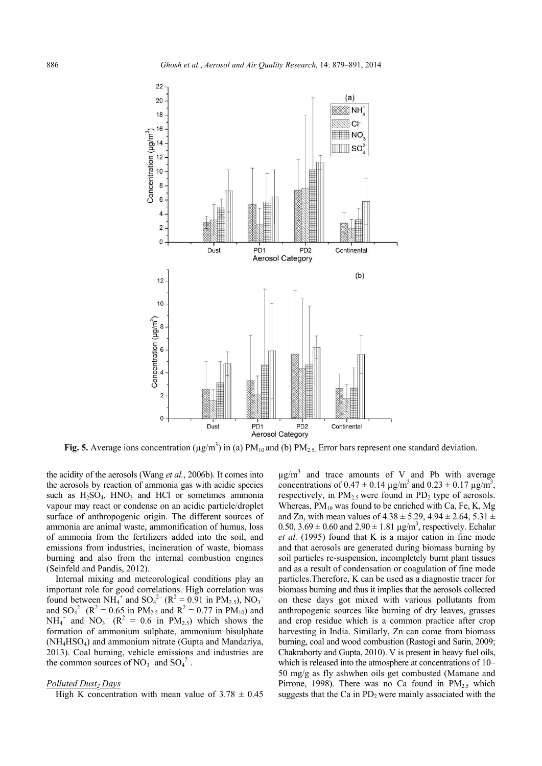(a)

Concentration (µg/m³)

0 2 4 6 8 10 12 14 16 18 20 22

$NH_4^+$

$Cl^-$

$NO_3^-$

$SO_4^{2-}$

Dust PD1 PD2 Continental

Aerosol Category

(b)

Concentration (µg/m³)

0 2 4 6 8 10 12

Dust PD1 PD2 Continental

Aerosol Category

**Fig. 5.** Average ions concentration (µg/m³) in (a) $PM_{10}$ and (b) $PM_{2.5}$. Error bars represent one standard deviation.

the acidity of the aerosols (Wang *et al.*, 2006b). It comes into the aerosols by reaction of ammonia gas with acidic species such as $H_2SO_4$, $HNO_3$ and HCl or sometimes ammonia vapour may react or condense on an acidic particle/droplet surface of anthropogenic origin. The different sources of ammonia are animal waste, ammonification of humus, loss of ammonia from the fertilizers added into the soil, and emissions from industries, incineration of waste, biomass burning and also from the internal combustion engines (Seinfeld and Pandis, 2012).

Internal mixing and meteorological conditions play an important role for good correlations. High correlation was found between $NH_4^+$ and $SO_4^{2-}$ ($R^2 = 0.91$ in $PM_{2.5}$), $NO_3^-$ and $SO_4^{2-}$ ($R^2 = 0.65$ in $PM_{2.5}$ and $R^2 = 0.77$ in $PM_{10}$) and $NH_4^+$ and $NO_3^-$ ($R^2 = 0.6$ in $PM_{2.5}$) which shows the formation of ammonium sulphate, ammonium bisulphate ($NH_4HSO_4$) and ammonium nitrate (Gupta and Mandariya, 2013). Coal burning, vehicle emissions and industries are the common sources of $NO_3^-$ and $SO_4^{2-}$.

### *Polluted Dust$_2$ Days*

High K concentration with mean value of $3.78 \pm 0.45$ µg/m³ and trace amounts of V and Pb with average concentrations of $0.47 \pm 0.14$ µg/m³ and $0.23 \pm 0.17$ µg/m³, respectively, in $PM_{2.5}$ were found in $PD_2$ type of aerosols. Whereas, $PM_{10}$ was found to be enriched with Ca, Fe, K, Mg and Zn, with mean values of $4.38 \pm 5.29$, $4.94 \pm 2.64$, $5.31 \pm 0.50$, $3.69 \pm 0.60$ and $2.90 \pm 1.81$ µg/m³, respectively. Echalar *et al.* (1995) found that K is a major cation in fine mode and that aerosols are generated during biomass burning by soil particles re-suspension, incompletely burnt plant tissues and as a result of condensation or coagulation of fine mode particles.Therefore, K can be used as a diagnostic tracer for biomass burning and thus it implies that the aerosols collected on these days got mixed with various pollutants from anthropogenic sources like burning of dry leaves, grasses and crop residue which is a common practice after crop harvesting in India. Similarly, Zn can come from biomass burning, coal and wood combustion (Rastogi and Sarin, 2009; Chakraborty and Gupta, 2010). V is present in heavy fuel oils, which is released into the atmosphere at concentrations of 10–50 mg/g as fly ashwhen oils get combusted (Mamane and Pirrone, 1998). There was no Ca found in $PM_{2.5}$ which suggests that the Ca in $PD_2$ were mainly associated with the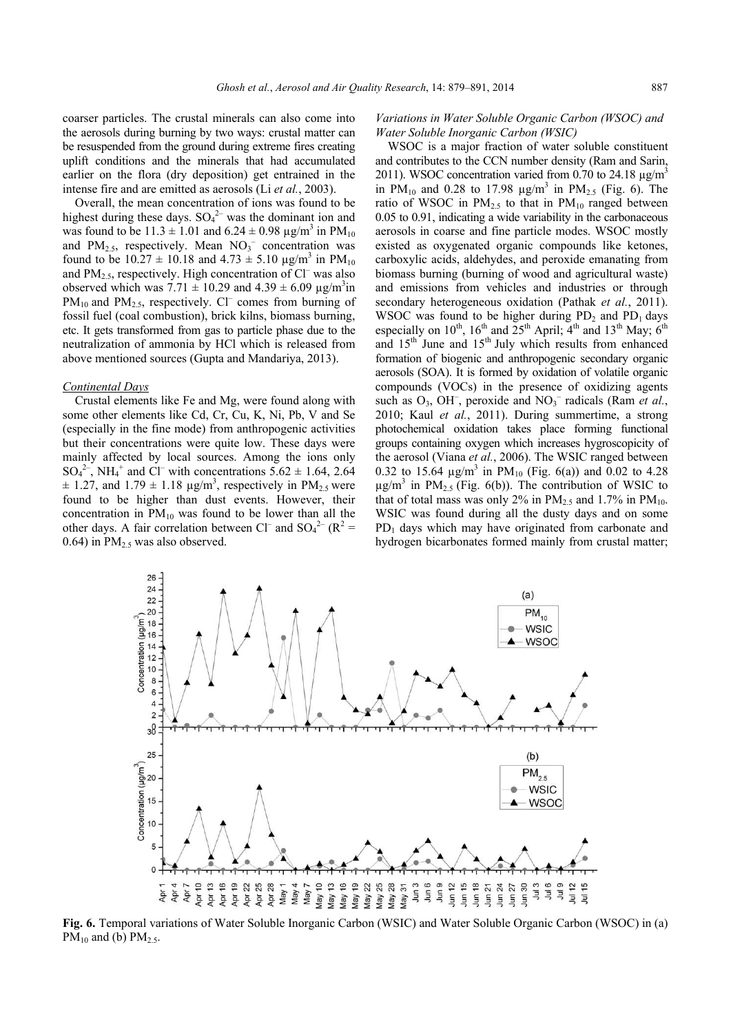coarser particles. The crustal minerals can also come into the aerosols during burning by two ways: crustal matter can be resuspended from the ground during extreme fires creating uplift conditions and the minerals that had accumulated earlier on the flora (dry deposition) get entrained in the intense fire and are emitted as aerosols (Li *et al.*, 2003).

Overall, the mean concentration of ions was found to be highest during these days. $SO_4^{2-}$ was the dominant ion and was found to be $11.3 \pm 1.01$ and $6.24 \pm 0.98$ µg/m$^3$ in $PM_{10}$ and $PM_{2.5}$, respectively. Mean $NO_3^-$ concentration was found to be $10.27 \pm 10.18$ and $4.73 \pm 5.10$ µg/m$^3$ in $PM_{10}$ and $PM_{2.5}$, respectively. High concentration of $Cl^-$ was also observed which was $7.71 \pm 10.29$ and $4.39 \pm 6.09$ µg/m$^3$in $PM_{10}$ and $PM_{2.5}$, respectively. $Cl^-$ comes from burning of fossil fuel (coal combustion), brick kilns, biomass burning, etc. It gets transformed from gas to particle phase due to the neutralization of ammonia by HCl which is released from above mentioned sources (Gupta and Mandariya, 2013).

### Continental Days

Crustal elements like Fe and Mg, were found along with some other elements like Cd, Cr, Cu, K, Ni, Pb, V and Se (especially in the fine mode) from anthropogenic activities but their concentrations were quite low. These days were mainly affected by local sources. Among the ions only $SO_4^{2-}$, $NH_4^+$ and $Cl^-$ with concentrations $5.62 \pm 1.64$, $2.64 \pm 1.27$, and $1.79 \pm 1.18$ µg/m$^3$, respectively in $PM_{2.5}$ were found to be higher than dust events. However, their concentration in $PM_{10}$ was found to be lower than all the other days. A fair correlation between $Cl^-$ and $SO_4^{2-}$ ($R^2 = 0.64$) in $PM_{2.5}$ was also observed.

### Variations in Water Soluble Organic Carbon (WSOC) and Water Soluble Inorganic Carbon (WSIC)

WSOC is a major fraction of water soluble constituent and contributes to the CCN number density (Ram and Sarin, 2011). WSOC concentration varied from 0.70 to 24.18 µg/m$^3$ in $PM_{10}$ and 0.28 to 17.98 µg/m$^3$ in $PM_{2.5}$ (Fig. 6). The ratio of WSOC in $PM_{2.5}$ to that in $PM_{10}$ ranged between 0.05 to 0.91, indicating a wide variability in the carbonaceous aerosols in coarse and fine particle modes. WSOC mostly existed as oxygenated organic compounds like ketones, carboxylic acids, aldehydes, and peroxide emanating from biomass burning (burning of wood and agricultural waste) and emissions from vehicles and industries or through secondary heterogeneous oxidation (Pathak *et al.*, 2011). WSOC was found to be higher during $PD_2$ and $PD_1$ days especially on 10$^{th}$, 16$^{th}$ and 25$^{th}$ April; 4$^{th}$ and 13$^{th}$ May; 6$^{th}$ and 15$^{th}$ June and 15$^{th}$ July which results from enhanced formation of biogenic and anthropogenic secondary organic aerosols (SOA). It is formed by oxidation of volatile organic compounds (VOCs) in the presence of oxidizing agents such as $O_3$, $OH^-$, peroxide and $NO_3^-$ radicals (Ram *et al.*, 2010; Kaul *et al.*, 2011). During summertime, a strong photochemical oxidation takes place forming functional groups containing oxygen which increases hygroscopicity of the aerosol (Viana *et al.*, 2006). The WSIC ranged between 0.32 to 15.64 µg/m$^3$ in $PM_{10}$ (Fig. 6(a)) and 0.02 to 4.28 µg/m$^3$ in $PM_{2.5}$ (Fig. 6(b)). The contribution of WSIC to that of total mass was only 2% in $PM_{2.5}$ and 1.7% in $PM_{10}$. WSIC was found during all the dusty days and on some $PD_1$ days which may have originated from carbonate and hydrogen bicarbonates formed mainly from crustal matter;

(a)
$PM_{10}$
WSIC
WSOC
Concentration (µg/m$^3$)

(b)
$PM_{2.5}$
WSIC
WSOC
Concentration (µg/m$^3$)

Apr 1, Apr 4, Apr 7, Apr 10, Apr 16, Apr 19, Apr 22, Apr 25, Apr 28, May 1, May 4, May 7, May 10, May 13, May 16, May 19, May 22, May 25, May 28, May 31, Jun 3, Jun 6, Jun 9, Jun 12, Jun 15, Jun 18, Jun 21, Jun 24, Jun 27, Jun 30, Jul 3, Jul 6, Jul 9, Jul 12, Jul 15

**Fig. 6.** Temporal variations of Water Soluble Inorganic Carbon (WSIC) and Water Soluble Organic Carbon (WSOC) in (a) $PM_{10}$ and (b) $PM_{2.5}$.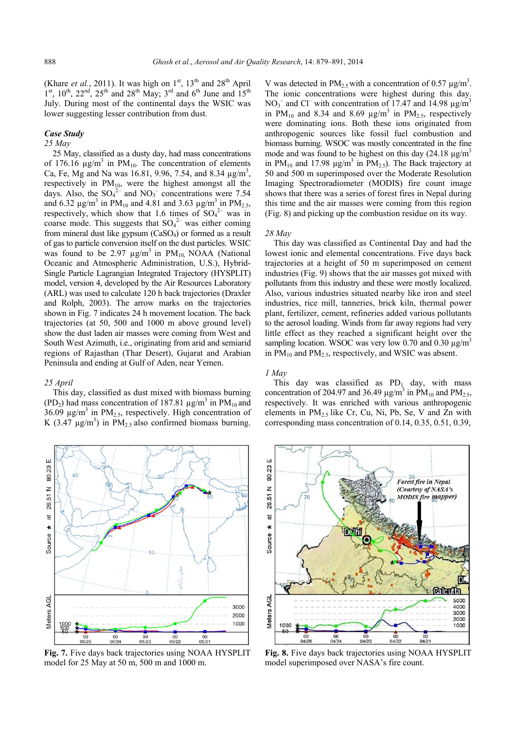(Khare *et al.*, 2011). It was high on 1st, 13th and 28th April 1st, 10th, 22nd, 25th and 28th May; 3rd and 6th June and 15th July. During most of the continental days the WSIC was lower suggesting lesser contribution from dust.

### *Case Study*

*25 May*

25 May, classified as a dusty day, had mass concentrations of 176.16 µg/m$^3$ in $PM_{10}$. The concentration of elements Ca, Fe, Mg and Na was 16.81, 9.96, 7.54, and 8.34 µg/m$^3$, respectively in $PM_{10}$, were the highest amongst all the days. Also, the $SO_4^{2-}$ and $NO_3^-$ concentrations were 7.54 and 6.32 µg/m$^3$ in $PM_{10}$ and 4.81 and 3.63 µg/m$^3$ in $PM_{2.5}$, respectively, which show that 1.6 times of $SO_4^{2-}$ was in coarse mode. This suggests that $SO_4^{2-}$ was either coming from mineral dust like gypsum ($CaSO_4$) or formed as a result of gas to particle conversion itself on the dust particles. WSIC was found to be 2.97 µg/m$^3$ in $PM_{10}$. NOAA (National Oceanic and Atmospheric Administration, U.S.), Hybrid-Single Particle Lagrangian Integrated Trajectory (HYSPLIT) model, version 4, developed by the Air Resources Laboratory (ARL) was used to calculate 120 h back trajectories (Draxler and Rolph, 2003). The arrow marks on the trajectories shown in Fig. 7 indicates 24 h movement location. The back trajectories (at 50, 500 and 1000 m above ground level) show the dust laden air masses were coming from West and South West Azimuth, i.e., originating from arid and semiarid regions of Rajasthan (Thar Desert), Gujarat and Arabian Peninsula and ending at Gulf of Aden, near Yemen.

*25 April*

This day, classified as dust mixed with biomass burning ($PD_2$) had mass concentration of 187.81 µg/m$^3$ in $PM_{10}$ and 36.09 µg/m$^3$ in $PM_{2.5}$, respectively. High concentration of K (3.47 µg/m$^3$) in $PM_{2.5}$ also confirmed biomass burning. V was detected in $PM_{2.5}$ with a concentration of 0.57 µg/m$^3$. The ionic concentrations were highest during this day. $NO_3^-$ and $Cl^-$ with concentration of 17.47 and 14.98 µg/m$^3$ in $PM_{10}$ and 8.34 and 8.69 µg/m$^3$ in $PM_{2.5}$, respectively were dominating ions. Both these ions originated from anthropogenic sources like fossil fuel combustion and biomass burning. WSOC was mostly concentrated in the fine mode and was found to be highest on this day (24.18 µg/m$^3$ in $PM_{10}$ and 17.98 µg/m$^3$ in $PM_{2.5}$). The Back trajectory at 50 and 500 m superimposed over the Moderate Resolution Imaging Spectroradiometer (MODIS) fire count image shows that there was a series of forest fires in Nepal during this time and the air masses were coming from this region (Fig. 8) and picking up the combustion residue on its way.

*28 May*

This day was classified as Continental Day and had the lowest ionic and elemental concentrations. Five days back trajectories at a height of 50 m superimposed on cement industries (Fig. 9) shows that the air masses got mixed with pollutants from this industry and these were mostly localized. Also, various industries situated nearby like iron and steel industries, rice mill, tanneries, brick kiln, thermal power plant, fertilizer, cement, refineries added various pollutants to the aerosol loading. Winds from far away regions had very little effect as they reached a significant height over the sampling location. WSOC was very low 0.70 and 0.30 µg/m$^3$ in $PM_{10}$ and $PM_{2.5}$, respectively, and WSIC was absent.

*1 May*

This day was classified as $PD_1$ day, with mass concentration of 204.97 and 36.49 µg/m$^3$ in $PM_{10}$ and $PM_{2.5}$, respectively. It was enriched with various anthropogenic elements in $PM_{2.5}$ like Cr, Cu, Ni, Pb, Se, V and Zn with corresponding mass concentration of 0.14, 0.35, 0.51, 0.39,

Source ★ at 26.51 N 80.23 E

40
50
80
10
0

Meters AGL

3000
2000
1000
1000
500
50

00 05/25
00 05/24
00 05/23
00 05/22
00 05/21

**Fig. 7.** Five days back trajectories using NOAA HYSPLIT model for 25 May at 50 m, 500 m and 1000 m.

Source ★ at 26.51 N 80.23 E

Forest fire in Nepal (Courtesy of NASA's MODIS fire mapper)

35
70
80
85
30

Delhi
Calcutta

Meters AGL

5000
4000
3000
2000
1000
1000
50

00 04/25
00 04/24
00 04/23
00 04/22
00 04/21

**Fig. 8.** Five days back trajectories using NOAA HYSPLIT model superimposed over NASA's fire count.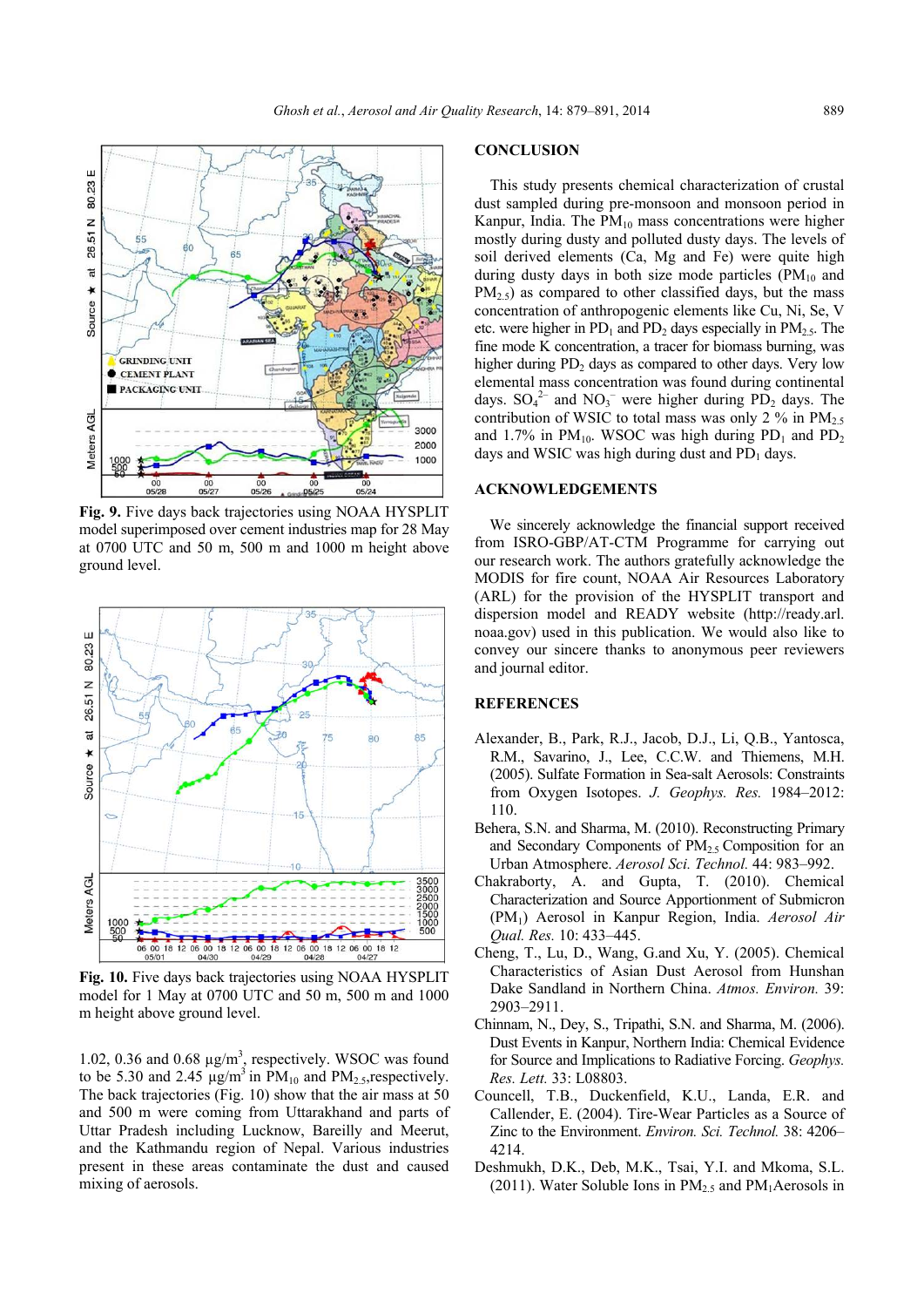Source ★ at 26.51 N 80.23 E

35

55

60

65

75

GRINDING UNIT

CEMENT PLANT

PACKAGING UNIT

ARABIAN SEA

Meters AGL

3000

2000

1000

1000

500

50

00 05/28

00 05/27

00 05/26

00 05/25

00 05/24

Fig. 9. Five days back trajectories using NOAA HYSPLIT model superimposed over cement industries map for 28 May at 0700 UTC and 50 m, 500 m and 1000 m height above ground level.

Source ★ at 26.51 N 80.23 E

35

30

25

20

15

10

55

60

65

70

75

80

85

Meters AGL

3500

3000

2500

2000

1500

1000

500

1000

500

50

06 00 18 12 06 00 18 12 06 00 18 12 06 00 18 12 06 00 18 12

05/01 04/30 04/29 04/28 04/27

Fig. 10. Five days back trajectories using NOAA HYSPLIT model for 1 May at 0700 UTC and 50 m, 500 m and 1000 m height above ground level.

1.02, 0.36 and 0.68 $\mu g/m^3$, respectively. WSOC was found to be 5.30 and 2.45 $\mu g/m^3$ in $PM_{10}$ and $PM_{2.5}$,respectively. The back trajectories (Fig. 10) show that the air mass at 50 and 500 m were coming from Uttarakhand and parts of Uttar Pradesh including Lucknow, Bareilly and Meerut, and the Kathmandu region of Nepal. Various industries present in these areas contaminate the dust and caused mixing of aerosols.

## CONCLUSION

This study presents chemical characterization of crustal dust sampled during pre-monsoon and monsoon period in Kanpur, India. The $PM_{10}$ mass concentrations were higher mostly during dusty and polluted dusty days. The levels of soil derived elements (Ca, Mg and Fe) were quite high during dusty days in both size mode particles ($PM_{10}$ and $PM_{2.5}$) as compared to other classified days, but the mass concentration of anthropogenic elements like Cu, Ni, Se, V etc. were higher in $PD_1$ and $PD_2$ days especially in $PM_{2.5}$. The fine mode K concentration, a tracer for biomass burning, was higher during $PD_2$ days as compared to other days. Very low elemental mass concentration was found during continental days. $SO_4^{2-}$ and $NO_3^-$ were higher during $PD_2$ days. The contribution of WSIC to total mass was only 2 % in $PM_{2.5}$ and 1.7% in $PM_{10}$. WSOC was high during $PD_1$ and $PD_2$ days and WSIC was high during dust and $PD_1$ days.

## ACKNOWLEDGEMENTS

We sincerely acknowledge the financial support received from ISRO-GBP/AT-CTM Programme for carrying out our research work. The authors gratefully acknowledge the MODIS for fire count, NOAA Air Resources Laboratory (ARL) for the provision of the HYSPLIT transport and dispersion model and READY website (http://ready.arl.noaa.gov) used in this publication. We would also like to convey our sincere thanks to anonymous peer reviewers and journal editor.

## REFERENCES

Alexander, B., Park, R.J., Jacob, D.J., Li, Q.B., Yantosca, R.M., Savarino, J., Lee, C.C.W. and Thiemens, M.H. (2005). Sulfate Formation in Sea-salt Aerosols: Constraints from Oxygen Isotopes. *J. Geophys. Res.* 1984–2012: 110.

Behera, S.N. and Sharma, M. (2010). Reconstructing Primary and Secondary Components of $PM_{2.5}$ Composition for an Urban Atmosphere. *Aerosol Sci. Technol.* 44: 983–992.

Chakraborty, A. and Gupta, T. (2010). Chemical Characterization and Source Apportionment of Submicron ($PM_1$) Aerosol in Kanpur Region, India. *Aerosol Air Qual. Res.* 10: 433–445.

Cheng, T., Lu, D., Wang, G.and Xu, Y. (2005). Chemical Characteristics of Asian Dust Aerosol from Hunshan Dake Sandland in Northern China. *Atmos. Environ.* 39: 2903–2911.

Chinnam, N., Dey, S., Tripathi, S.N. and Sharma, M. (2006). Dust Events in Kanpur, Northern India: Chemical Evidence for Source and Implications to Radiative Forcing. *Geophys. Res. Lett.* 33: L08803.

Councell, T.B., Duckenfield, K.U., Landa, E.R. and Callender, E. (2004). Tire-Wear Particles as a Source of Zinc to the Environment. *Environ. Sci. Technol.* 38: 4206–4214.

Deshmukh, D.K., Deb, M.K., Tsai, Y.I. and Mkoma, S.L. (2011). Water Soluble Ions in $PM_{2.5}$ and $PM_1$Aerosols in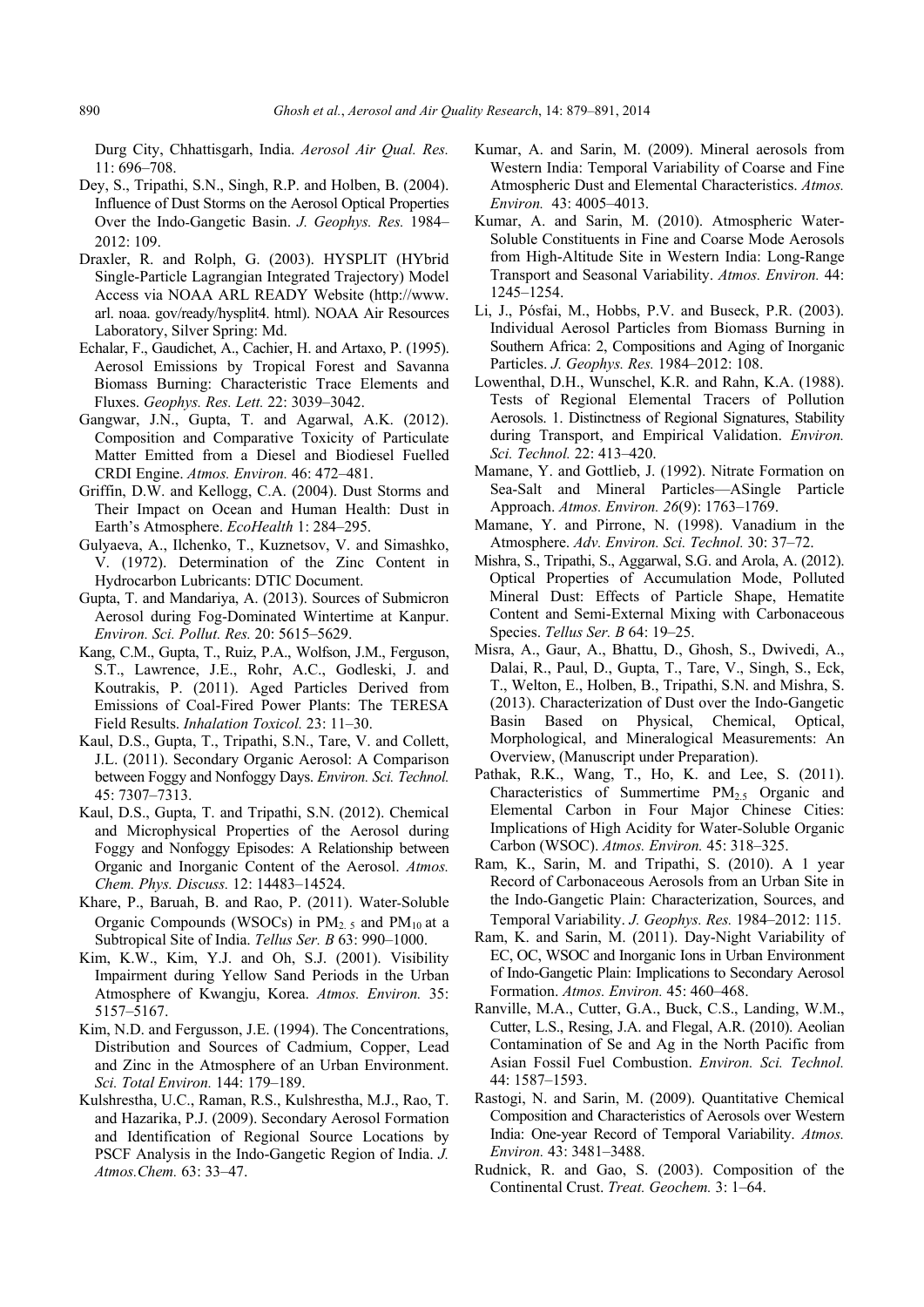Durg City, Chhattisgarh, India. *Aerosol Air Qual. Res.* 11: 696–708.

Dey, S., Tripathi, S.N., Singh, R.P. and Holben, B. (2004). Influence of Dust Storms on the Aerosol Optical Properties Over the Indo-Gangetic Basin. *J. Geophys. Res.* 1984–2012: 109.

Draxler, R. and Rolph, G. (2003). HYSPLIT (HYbrid Single-Particle Lagrangian Integrated Trajectory) Model Access via NOAA ARL READY Website (http://www.arl. noaa. gov/ready/hysplit4. html). NOAA Air Resources Laboratory, Silver Spring: Md.

Echalar, F., Gaudichet, A., Cachier, H. and Artaxo, P. (1995). Aerosol Emissions by Tropical Forest and Savanna Biomass Burning: Characteristic Trace Elements and Fluxes. *Geophys. Res. Lett.* 22: 3039–3042.

Gangwar, J.N., Gupta, T. and Agarwal, A.K. (2012). Composition and Comparative Toxicity of Particulate Matter Emitted from a Diesel and Biodiesel Fuelled CRDI Engine. *Atmos. Environ.* 46: 472–481.

Griffin, D.W. and Kellogg, C.A. (2004). Dust Storms and Their Impact on Ocean and Human Health: Dust in Earth's Atmosphere. *EcoHealth* 1: 284–295.

Gulyaeva, A., Ilchenko, T., Kuznetsov, V. and Simashko, V. (1972). Determination of the Zinc Content in Hydrocarbon Lubricants: DTIC Document.

Gupta, T. and Mandariya, A. (2013). Sources of Submicron Aerosol during Fog-Dominated Wintertime at Kanpur. *Environ. Sci. Pollut. Res.* 20: 5615–5629.

Kang, C.M., Gupta, T., Ruiz, P.A., Wolfson, J.M., Ferguson, S.T., Lawrence, J.E., Rohr, A.C., Godleski, J. and Koutrakis, P. (2011). Aged Particles Derived from Emissions of Coal-Fired Power Plants: The TERESA Field Results. *Inhalation Toxicol.* 23: 11–30.

Kaul, D.S., Gupta, T., Tripathi, S.N., Tare, V. and Collett, J.L. (2011). Secondary Organic Aerosol: A Comparison between Foggy and Nonfoggy Days. *Environ. Sci. Technol.* 45: 7307–7313.

Kaul, D.S., Gupta, T. and Tripathi, S.N. (2012). Chemical and Microphysical Properties of the Aerosol during Foggy and Nonfoggy Episodes: A Relationship between Organic and Inorganic Content of the Aerosol. *Atmos. Chem. Phys. Discuss.* 12: 14483–14524.

Khare, P., Baruah, B. and Rao, P. (2011). Water-Soluble Organic Compounds (WSOCs) in $PM_{2.5}$ and $PM_{10}$ at a Subtropical Site of India. *Tellus Ser. B* 63: 990–1000.

Kim, K.W., Kim, Y.J. and Oh, S.J. (2001). Visibility Impairment during Yellow Sand Periods in the Urban Atmosphere of Kwangju, Korea. *Atmos. Environ.* 35: 5157–5167.

Kim, N.D. and Fergusson, J.E. (1994). The Concentrations, Distribution and Sources of Cadmium, Copper, Lead and Zinc in the Atmosphere of an Urban Environment. *Sci. Total Environ.* 144: 179–189.

Kulshrestha, U.C., Raman, R.S., Kulshrestha, M.J., Rao, T. and Hazarika, P.J. (2009). Secondary Aerosol Formation and Identification of Regional Source Locations by PSCF Analysis in the Indo-Gangetic Region of India. *J. Atmos.Chem.* 63: 33–47.

Kumar, A. and Sarin, M. (2009). Mineral aerosols from Western India: Temporal Variability of Coarse and Fine Atmospheric Dust and Elemental Characteristics. *Atmos. Environ.* 43: 4005–4013.

Kumar, A. and Sarin, M. (2010). Atmospheric Water-Soluble Constituents in Fine and Coarse Mode Aerosols from High-Altitude Site in Western India: Long-Range Transport and Seasonal Variability. *Atmos. Environ.* 44: 1245–1254.

Li, J., Pósfai, M., Hobbs, P.V. and Buseck, P.R. (2003). Individual Aerosol Particles from Biomass Burning in Southern Africa: 2, Compositions and Aging of Inorganic Particles. *J. Geophys. Res.* 1984–2012: 108.

Lowenthal, D.H., Wunschel, K.R. and Rahn, K.A. (1988). Tests of Regional Elemental Tracers of Pollution Aerosols. 1. Distinctness of Regional Signatures, Stability during Transport, and Empirical Validation. *Environ. Sci. Technol.* 22: 413–420.

Mamane, Y. and Gottlieb, J. (1992). Nitrate Formation on Sea-Salt and Mineral Particles—ASingle Particle Approach. *Atmos. Environ. 26*(9): 1763–1769.

Mamane, Y. and Pirrone, N. (1998). Vanadium in the Atmosphere. *Adv. Environ. Sci. Technol.* 30: 37–72.

Mishra, S., Tripathi, S., Aggarwal, S.G. and Arola, A. (2012). Optical Properties of Accumulation Mode, Polluted Mineral Dust: Effects of Particle Shape, Hematite Content and Semi-External Mixing with Carbonaceous Species. *Tellus Ser. B* 64: 19–25.

Misra, A., Gaur, A., Bhattu, D., Ghosh, S., Dwivedi, A., Dalai, R., Paul, D., Gupta, T., Tare, V., Singh, S., Eck, T., Welton, E., Holben, B., Tripathi, S.N. and Mishra, S. (2013). Characterization of Dust over the Indo-Gangetic Basin Based on Physical, Chemical, Optical, Morphological, and Mineralogical Measurements: An Overview, (Manuscript under Preparation).

Pathak, R.K., Wang, T., Ho, K. and Lee, S. (2011). Characteristics of Summertime $PM_{2.5}$ Organic and Elemental Carbon in Four Major Chinese Cities: Implications of High Acidity for Water-Soluble Organic Carbon (WSOC). *Atmos. Environ.* 45: 318–325.

Ram, K., Sarin, M. and Tripathi, S. (2010). A 1 year Record of Carbonaceous Aerosols from an Urban Site in the Indo-Gangetic Plain: Characterization, Sources, and Temporal Variability. *J. Geophys. Res.* 1984–2012: 115.

Ram, K. and Sarin, M. (2011). Day-Night Variability of EC, OC, WSOC and Inorganic Ions in Urban Environment of Indo-Gangetic Plain: Implications to Secondary Aerosol Formation. *Atmos. Environ.* 45: 460–468.

Ranville, M.A., Cutter, G.A., Buck, C.S., Landing, W.M., Cutter, L.S., Resing, J.A. and Flegal, A.R. (2010). Aeolian Contamination of Se and Ag in the North Pacific from Asian Fossil Fuel Combustion. *Environ. Sci. Technol.* 44: 1587–1593.

Rastogi, N. and Sarin, M. (2009). Quantitative Chemical Composition and Characteristics of Aerosols over Western India: One-year Record of Temporal Variability. *Atmos. Environ.* 43: 3481–3488.

Rudnick, R. and Gao, S. (2003). Composition of the Continental Crust. *Treat. Geochem.* 3: 1–64.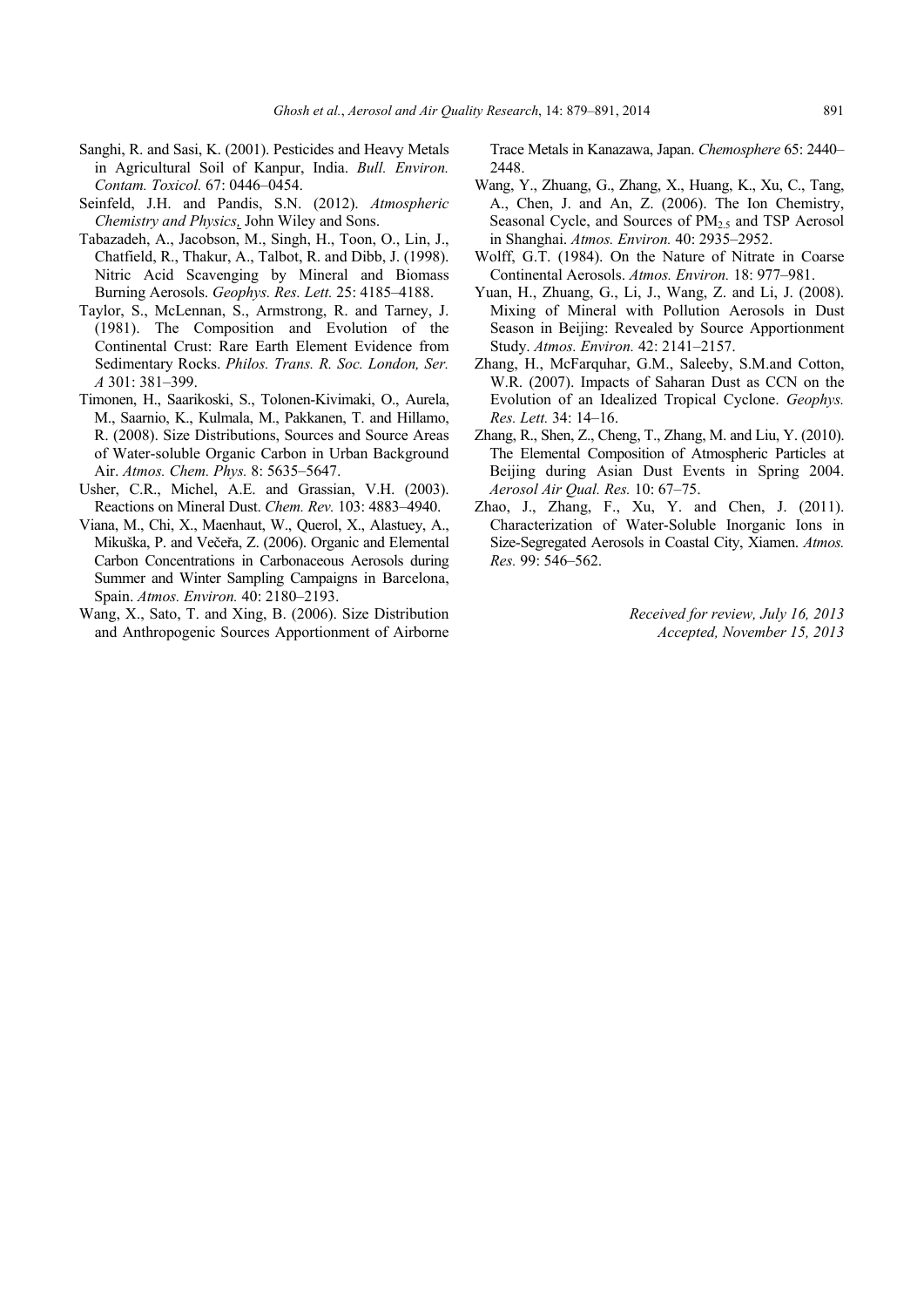Sanghi, R. and Sasi, K. (2001). Pesticides and Heavy Metals in Agricultural Soil of Kanpur, India. *Bull. Environ. Contam. Toxicol.* 67: 0446–0454.

Seinfeld, J.H. and Pandis, S.N. (2012). *Atmospheric Chemistry and Physics*, John Wiley and Sons.

Tabazadeh, A., Jacobson, M., Singh, H., Toon, O., Lin, J., Chatfield, R., Thakur, A., Talbot, R. and Dibb, J. (1998). Nitric Acid Scavenging by Mineral and Biomass Burning Aerosols. *Geophys. Res. Lett.* 25: 4185–4188.

Taylor, S., McLennan, S., Armstrong, R. and Tarney, J. (1981). The Composition and Evolution of the Continental Crust: Rare Earth Element Evidence from Sedimentary Rocks. *Philos. Trans. R. Soc. London, Ser. A* 301: 381–399.

Timonen, H., Saarikoski, S., Tolonen-Kivimaki, O., Aurela, M., Saarnio, K., Kulmala, M., Pakkanen, T. and Hillamo, R. (2008). Size Distributions, Sources and Source Areas of Water-soluble Organic Carbon in Urban Background Air. *Atmos. Chem. Phys.* 8: 5635–5647.

Usher, C.R., Michel, A.E. and Grassian, V.H. (2003). Reactions on Mineral Dust. *Chem. Rev.* 103: 4883–4940.

Viana, M., Chi, X., Maenhaut, W., Querol, X., Alastuey, A., Mikuška, P. and Večeřa, Z. (2006). Organic and Elemental Carbon Concentrations in Carbonaceous Aerosols during Summer and Winter Sampling Campaigns in Barcelona, Spain. *Atmos. Environ.* 40: 2180–2193.

Wang, X., Sato, T. and Xing, B. (2006). Size Distribution and Anthropogenic Sources Apportionment of Airborne Trace Metals in Kanazawa, Japan. *Chemosphere* 65: 2440–2448.

Wang, Y., Zhuang, G., Zhang, X., Huang, K., Xu, C., Tang, A., Chen, J. and An, Z. (2006). The Ion Chemistry, Seasonal Cycle, and Sources of $PM_{2.5}$ and TSP Aerosol in Shanghai. *Atmos. Environ.* 40: 2935–2952.

Wolff, G.T. (1984). On the Nature of Nitrate in Coarse Continental Aerosols. *Atmos. Environ.* 18: 977–981.

Yuan, H., Zhuang, G., Li, J., Wang, Z. and Li, J. (2008). Mixing of Mineral with Pollution Aerosols in Dust Season in Beijing: Revealed by Source Apportionment Study. *Atmos. Environ.* 42: 2141–2157.

Zhang, H., McFarquhar, G.M., Saleeby, S.M.and Cotton, W.R. (2007). Impacts of Saharan Dust as CCN on the Evolution of an Idealized Tropical Cyclone. *Geophys. Res. Lett.* 34: 14–16.

Zhang, R., Shen, Z., Cheng, T., Zhang, M. and Liu, Y. (2010). The Elemental Composition of Atmospheric Particles at Beijing during Asian Dust Events in Spring 2004. *Aerosol Air Qual. Res.* 10: 67–75.

Zhao, J., Zhang, F., Xu, Y. and Chen, J. (2011). Characterization of Water-Soluble Inorganic Ions in Size-Segregated Aerosols in Coastal City, Xiamen. *Atmos. Res.* 99: 546–562.

*Received for review, July 16, 2013*
*Accepted, November 15, 2013*